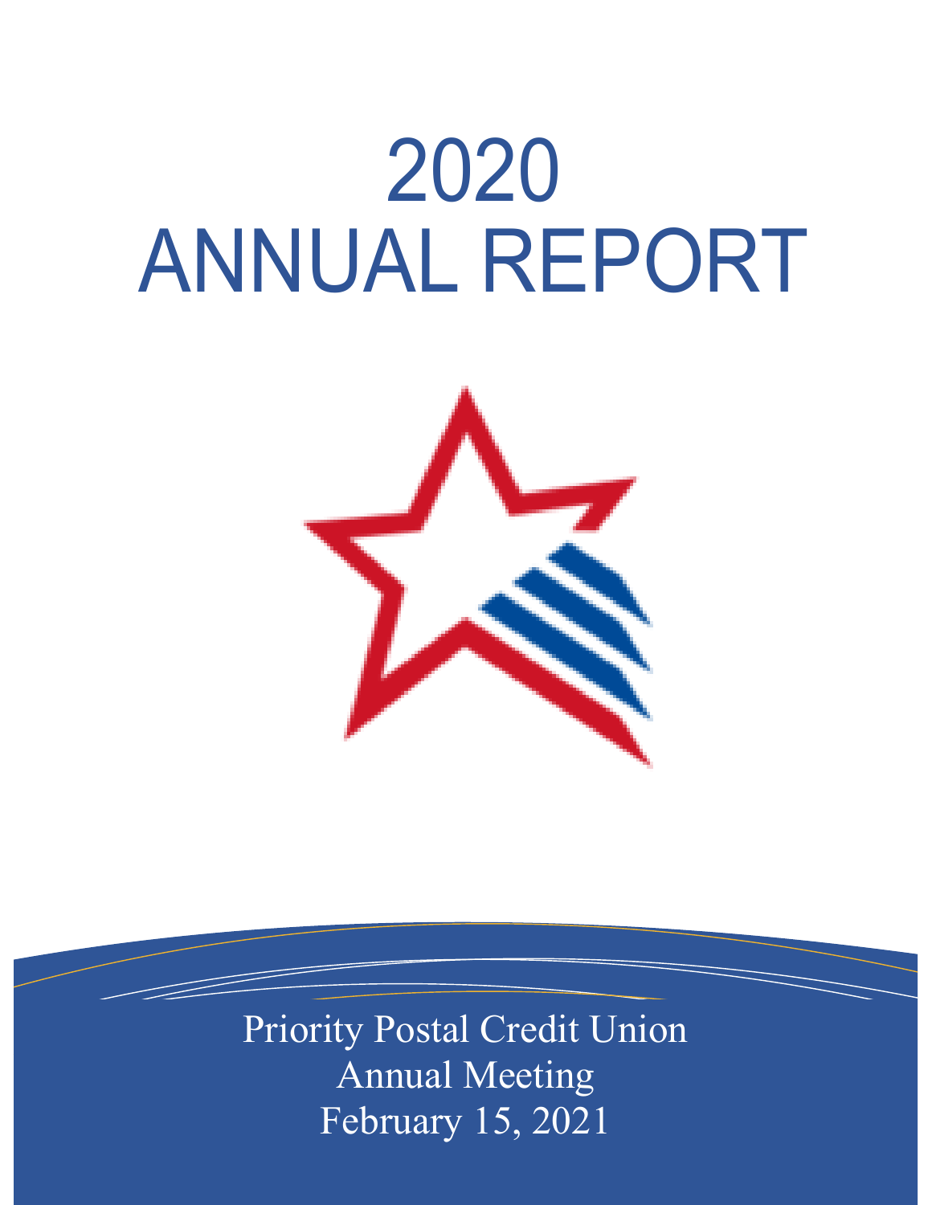# 2020 ANNUAL REPORT

Priority Postal Credit Union
Annual Meeting
February 15, 2021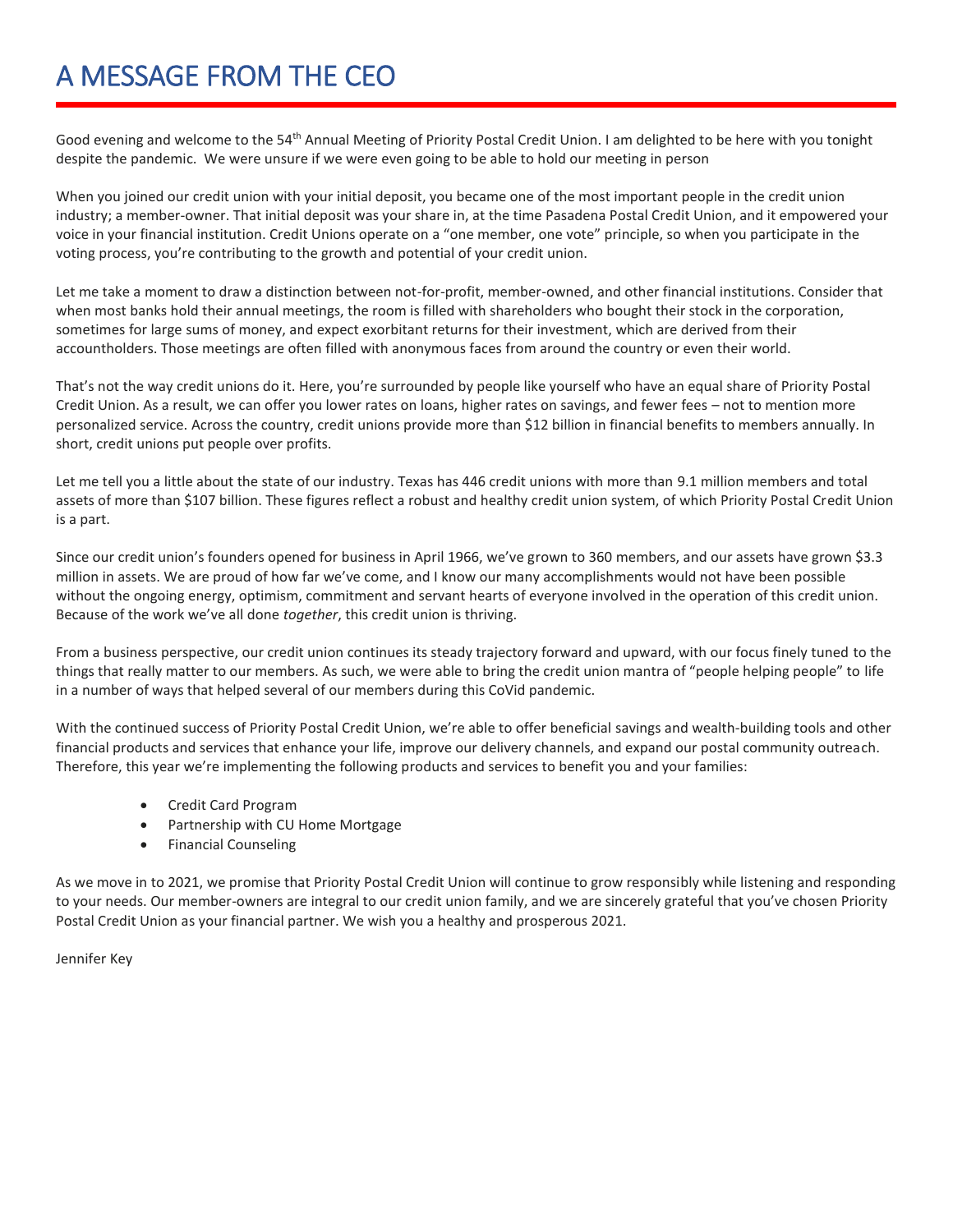# A MESSAGE FROM THE CEO

Good evening and welcome to the 54th Annual Meeting of Priority Postal Credit Union. I am delighted to be here with you tonight despite the pandemic. We were unsure if we were even going to be able to hold our meeting in person

When you joined our credit union with your initial deposit, you became one of the most important people in the credit union industry; a member-owner. That initial deposit was your share in, at the time Pasadena Postal Credit Union, and it empowered your voice in your financial institution. Credit Unions operate on a "one member, one vote" principle, so when you participate in the voting process, you're contributing to the growth and potential of your credit union.

Let me take a moment to draw a distinction between not-for-profit, member-owned, and other financial institutions. Consider that when most banks hold their annual meetings, the room is filled with shareholders who bought their stock in the corporation, sometimes for large sums of money, and expect exorbitant returns for their investment, which are derived from their accountholders. Those meetings are often filled with anonymous faces from around the country or even their world.

That's not the way credit unions do it. Here, you're surrounded by people like yourself who have an equal share of Priority Postal Credit Union. As a result, we can offer you lower rates on loans, higher rates on savings, and fewer fees – not to mention more personalized service. Across the country, credit unions provide more than $12 billion in financial benefits to members annually. In short, credit unions put people over profits.

Let me tell you a little about the state of our industry. Texas has 446 credit unions with more than 9.1 million members and total assets of more than $107 billion. These figures reflect a robust and healthy credit union system, of which Priority Postal Credit Union is a part.

Since our credit union's founders opened for business in April 1966, we've grown to 360 members, and our assets have grown $3.3 million in assets. We are proud of how far we've come, and I know our many accomplishments would not have been possible without the ongoing energy, optimism, commitment and servant hearts of everyone involved in the operation of this credit union. Because of the work we've all done *together*, this credit union is thriving.

From a business perspective, our credit union continues its steady trajectory forward and upward, with our focus finely tuned to the things that really matter to our members. As such, we were able to bring the credit union mantra of "people helping people" to life in a number of ways that helped several of our members during this CoVid pandemic.

With the continued success of Priority Postal Credit Union, we're able to offer beneficial savings and wealth-building tools and other financial products and services that enhance your life, improve our delivery channels, and expand our postal community outreach. Therefore, this year we're implementing the following products and services to benefit you and your families:

- Credit Card Program
- Partnership with CU Home Mortgage
- Financial Counseling

As we move in to 2021, we promise that Priority Postal Credit Union will continue to grow responsibly while listening and responding to your needs. Our member-owners are integral to our credit union family, and we are sincerely grateful that you've chosen Priority Postal Credit Union as your financial partner. We wish you a healthy and prosperous 2021.

Jennifer Key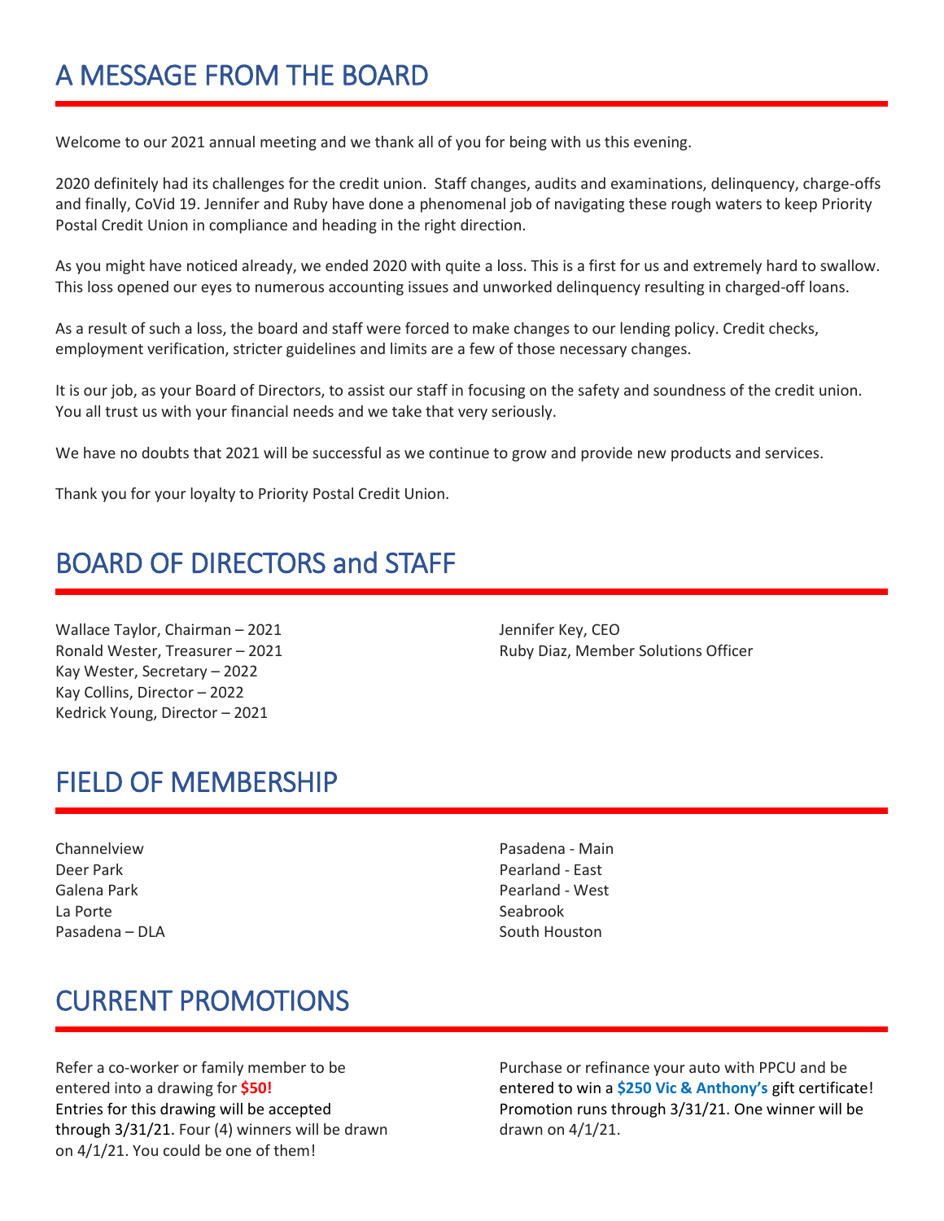# A MESSAGE FROM THE BOARD

Welcome to our 2021 annual meeting and we thank all of you for being with us this evening.

2020 definitely had its challenges for the credit union. Staff changes, audits and examinations, delinquency, charge-offs and finally, CoVid 19. Jennifer and Ruby have done a phenomenal job of navigating these rough waters to keep Priority Postal Credit Union in compliance and heading in the right direction.

As you might have noticed already, we ended 2020 with quite a loss. This is a first for us and extremely hard to swallow. This loss opened our eyes to numerous accounting issues and unworked delinquency resulting in charged-off loans.

As a result of such a loss, the board and staff were forced to make changes to our lending policy. Credit checks, employment verification, stricter guidelines and limits are a few of those necessary changes.

It is our job, as your Board of Directors, to assist our staff in focusing on the safety and soundness of the credit union. You all trust us with your financial needs and we take that very seriously.

We have no doubts that 2021 will be successful as we continue to grow and provide new products and services.

Thank you for your loyalty to Priority Postal Credit Union.

# BOARD OF DIRECTORS and STAFF

Wallace Taylor, Chairman – 2021
Ronald Wester, Treasurer – 2021
Kay Wester, Secretary – 2022
Kay Collins, Director – 2022
Kedrick Young, Director – 2021

Jennifer Key, CEO
Ruby Diaz, Member Solutions Officer

# FIELD OF MEMBERSHIP

Channelview
Deer Park
Galena Park
La Porte
Pasadena – DLA
Pasadena - Main
Pearland - East
Pearland - West
Seabrook
South Houston

# CURRENT PROMOTIONS

Refer a co-worker or family member to be entered into a drawing for **$50!**
Entries for this drawing will be accepted through 3/31/21. Four (4) winners will be drawn on 4/1/21. You could be one of them!

Purchase or refinance your auto with PPCU and be entered to win a **$250 Vic & Anthony's** gift certificate! Promotion runs through 3/31/21. One winner will be drawn on 4/1/21.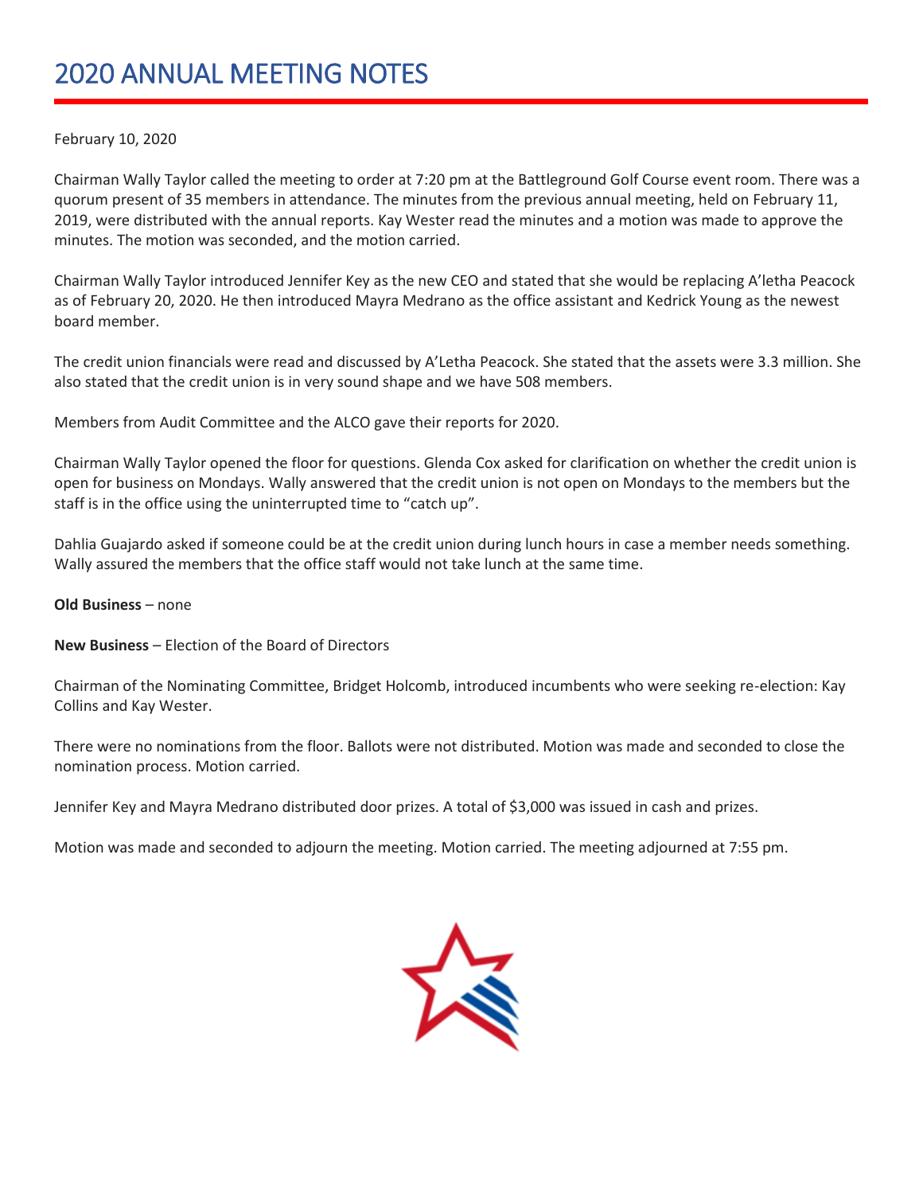# 2020 ANNUAL MEETING NOTES

February 10, 2020

Chairman Wally Taylor called the meeting to order at 7:20 pm at the Battleground Golf Course event room. There was a quorum present of 35 members in attendance. The minutes from the previous annual meeting, held on February 11, 2019, were distributed with the annual reports. Kay Wester read the minutes and a motion was made to approve the minutes. The motion was seconded, and the motion carried.

Chairman Wally Taylor introduced Jennifer Key as the new CEO and stated that she would be replacing A'letha Peacock as of February 20, 2020. He then introduced Mayra Medrano as the office assistant and Kedrick Young as the newest board member.

The credit union financials were read and discussed by A'Letha Peacock. She stated that the assets were 3.3 million. She also stated that the credit union is in very sound shape and we have 508 members.

Members from Audit Committee and the ALCO gave their reports for 2020.

Chairman Wally Taylor opened the floor for questions. Glenda Cox asked for clarification on whether the credit union is open for business on Mondays. Wally answered that the credit union is not open on Mondays to the members but the staff is in the office using the uninterrupted time to "catch up".

Dahlia Guajardo asked if someone could be at the credit union during lunch hours in case a member needs something. Wally assured the members that the office staff would not take lunch at the same time.

**Old Business** – none

**New Business** – Election of the Board of Directors

Chairman of the Nominating Committee, Bridget Holcomb, introduced incumbents who were seeking re-election: Kay Collins and Kay Wester.

There were no nominations from the floor. Ballots were not distributed. Motion was made and seconded to close the nomination process. Motion carried.

Jennifer Key and Mayra Medrano distributed door prizes. A total of $3,000 was issued in cash and prizes.

Motion was made and seconded to adjourn the meeting. Motion carried. The meeting adjourned at 7:55 pm.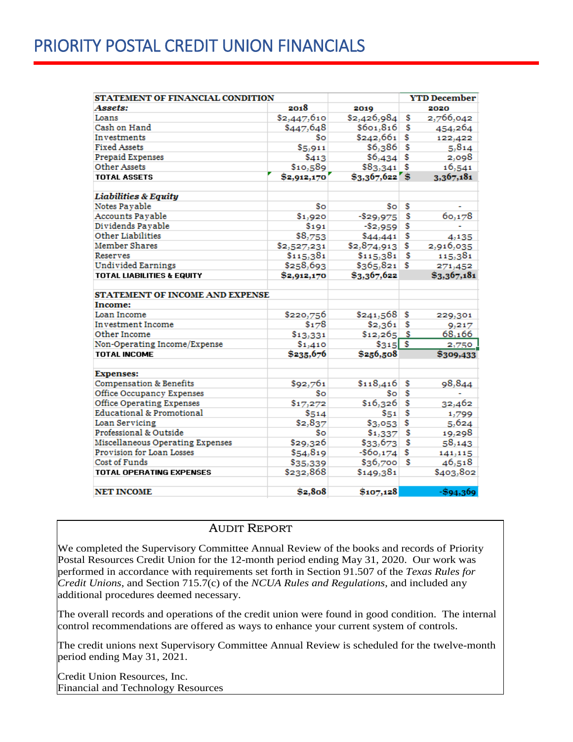# PRIORITY POSTAL CREDIT UNION FINANCIALS

| STATEMENT OF FINANCIAL CONDITION | | | YTD December |
|---|---|---|---|
| ***Assets:*** | **2018** | **2019** | **2020** |
| Loans | $2,447,610 | $2,426,984 | $ 2,766,042 |
| Cash on Hand | $447,648 | $601,816 | $ 454,264 |
| Investments | $0 | $242,661 | $ 122,422 |
| Fixed Assets | $5,911 | $6,386 | $ 5,814 |
| Prepaid Expenses | $413 | $6,434 | $ 2,098 |
| Other Assets | $10,589 | $83,341 | $ 16,541 |
| **TOTAL ASSETS** | **$2,912,170** | **$3,367,622** | **$ 3,367,181** |
| | | | |
| ***Liabilities & Equity*** | | | |
| Notes Payable | $0 | $0 | $ - |
| Accounts Payable | $1,920 | -$29,975 | $ 60,178 |
| Dividends Payable | $191 | -$2,959 | $ - |
| Other Liabilities | $8,753 | $44,441 | $ 4,135 |
| Member Shares | $2,527,231 | $2,874,913 | $ 2,916,035 |
| Reserves | $115,381 | $115,381 | $ 115,381 |
| Undivided Earnings | $258,693 | $365,821 | $ 271,452 |
| **TOTAL LIABILITIES & EQUITY** | **$2,912,170** | **$3,367,622** | **$3,367,181** |
| | | | |
| **STATEMENT OF INCOME AND EXPENSE** | | | |
| **Income:** | | | |
| Loan Income | $220,756 | $241,568 | $ 229,301 |
| Investment Income | $178 | $2,361 | $ 9,217 |
| Other Income | $13,331 | $12,265 | $ 68,166 |
| Non-Operating Income/Expense | $1,410 | $315 | $ 2,750 |
| **TOTAL INCOME** | **$235,676** | **$256,508** | **$309,433** |
| | | | |
| **Expenses:** | | | |
| Compensation & Benefits | $92,761 | $118,416 | $ 98,844 |
| Office Occupancy Expenses | $0 | $0 | $ - |
| Office Operating Expenses | $17,272 | $16,326 | $ 32,462 |
| Educational & Promotional | $514 | $51 | $ 1,799 |
| Loan Servicing | $2,837 | $3,053 | $ 5,624 |
| Professional & Outside | $0 | $1,337 | $ 19,298 |
| Miscellaneous Operating Expenses | $29,326 | $33,673 | $ 58,143 |
| Provision for Loan Losses | $54,819 | -$60,174 | $ 141,115 |
| Cost of Funds | $35,339 | $36,700 | $ 46,518 |
| **TOTAL OPERATING EXPENSES** | $232,868 | $149,381 | $403,802 |
| | | | |
| **NET INCOME** | **$2,808** | **$107,128** | **-$94,369** |

## AUDIT REPORT

We completed the Supervisory Committee Annual Review of the books and records of Priority Postal Resources Credit Union for the 12-month period ending May 31, 2020. Our work was performed in accordance with requirements set forth in Section 91.507 of the *Texas Rules for Credit Unions*, and Section 715.7(c) of the *NCUA Rules and Regulations*, and included any additional procedures deemed necessary.

The overall records and operations of the credit union were found in good condition. The internal control recommendations are offered as ways to enhance your current system of controls.

The credit unions next Supervisory Committee Annual Review is scheduled for the twelve-month period ending May 31, 2021.

Credit Union Resources, Inc.
Financial and Technology Resources